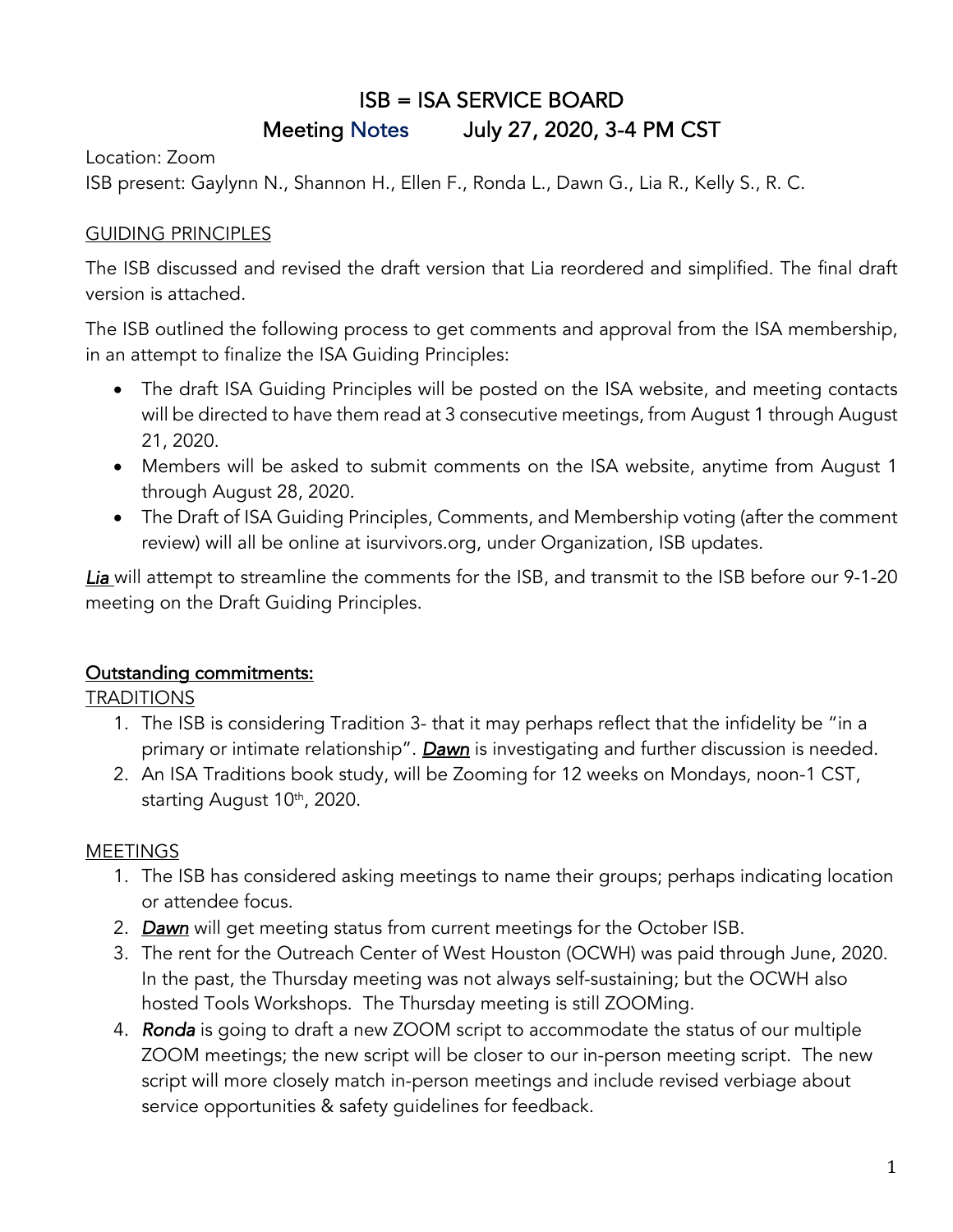# ISB = ISA SERVICE BOARD

## Meeting Notes July 27, 2020, 3-4 PM CST

Location: Zoom

ISB present: Gaylynn N., Shannon H., Ellen F., Ronda L., Dawn G., Lia R., Kelly S., R. C.

GUIDING PRINCIPLES

The ISB discussed and revised the draft version that Lia reordered and simplified. The final draft version is attached.

The ISB outlined the following process to get comments and approval from the ISA membership, in an attempt to finalize the ISA Guiding Principles:

- The draft ISA Guiding Principles will be posted on the ISA website, and meeting contacts will be directed to have them read at 3 consecutive meetings, from August 1 through August 21, 2020.
- Members will be asked to submit comments on the ISA website, anytime from August 1 through August 28, 2020.
- The Draft of ISA Guiding Principles, Comments, and Membership voting (after the comment review) will all be online at isurvivors.org, under Organization, ISB updates.

***Lia*** will attempt to streamline the comments for the ISB, and transmit to the ISB before our 9-1-20 meeting on the Draft Guiding Principles.

## Outstanding commitments:

TRADITIONS

1. The ISB is considering Tradition 3- that it may perhaps reflect that the infidelity be "in a primary or intimate relationship". ***Dawn*** is investigating and further discussion is needed.
2. An ISA Traditions book study, will be Zooming for 12 weeks on Mondays, noon-1 CST, starting August 10th, 2020.

MEETINGS

1. The ISB has considered asking meetings to name their groups; perhaps indicating location or attendee focus.
2. ***Dawn*** will get meeting status from current meetings for the October ISB.
3. The rent for the Outreach Center of West Houston (OCWH) was paid through June, 2020. In the past, the Thursday meeting was not always self-sustaining; but the OCWH also hosted Tools Workshops. The Thursday meeting is still ZOOMing.
4. ***Ronda*** is going to draft a new ZOOM script to accommodate the status of our multiple ZOOM meetings; the new script will be closer to our in-person meeting script. The new script will more closely match in-person meetings and include revised verbiage about service opportunities & safety guidelines for feedback.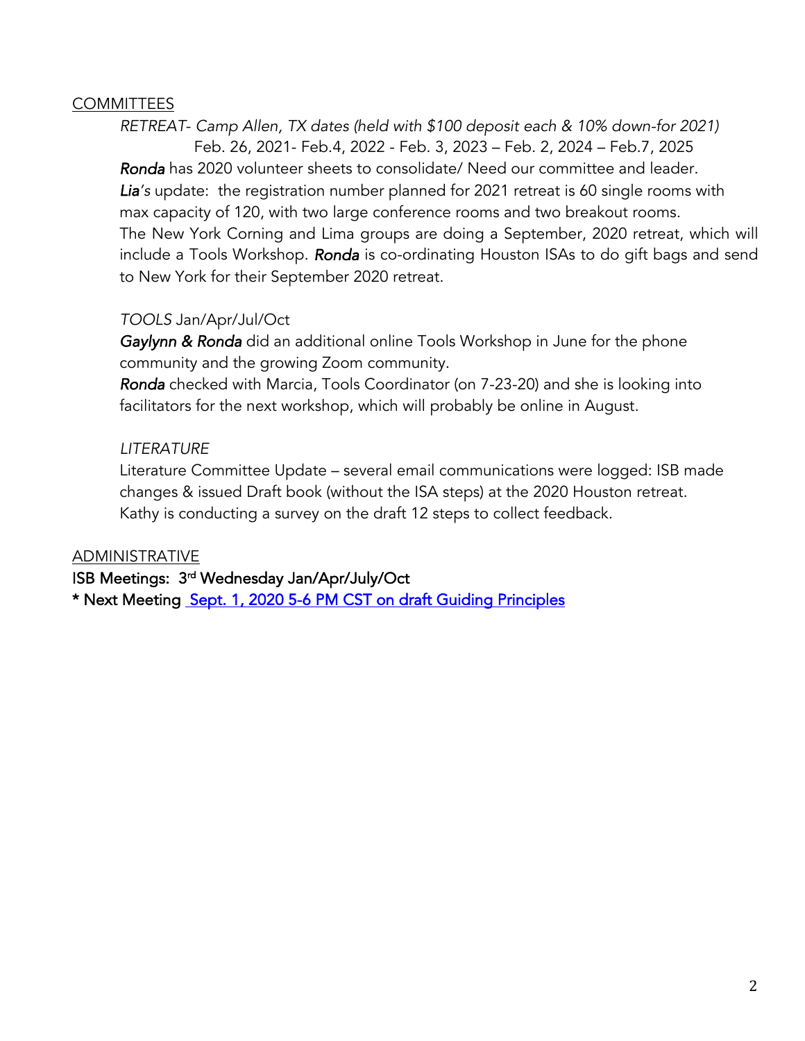<u>COMMITTEES</u>

*RETREAT- Camp Allen, TX dates (held with $100 deposit each & 10% down-for 2021)*

Feb. 26, 2021- Feb.4, 2022 - Feb. 3, 2023 – Feb. 2, 2024 – Feb.7, 2025

***Ronda*** has 2020 volunteer sheets to consolidate/ Need our committee and leader.

***Lia****'s* update: the registration number planned for 2021 retreat is 60 single rooms with max capacity of 120, with two large conference rooms and two breakout rooms.

The New York Corning and Lima groups are doing a September, 2020 retreat, which will include a Tools Workshop. ***Ronda*** is co-ordinating Houston ISAs to do gift bags and send to New York for their September 2020 retreat.

*TOOLS* Jan/Apr/Jul/Oct

***Gaylynn & Ronda*** did an additional online Tools Workshop in June for the phone community and the growing Zoom community.

***Ronda*** checked with Marcia, Tools Coordinator (on 7-23-20) and she is looking into facilitators for the next workshop, which will probably be online in August.

*LITERATURE*

Literature Committee Update – several email communications were logged: ISB made changes & issued Draft book (without the ISA steps) at the 2020 Houston retreat. Kathy is conducting a survey on the draft 12 steps to collect feedback.

<u>ADMINISTRATIVE</u>

ISB Meetings: 3rd Wednesday Jan/Apr/July/Oct

\* Next Meeting <u>Sept. 1, 2020 5-6 PM CST on draft Guiding Principles</u>